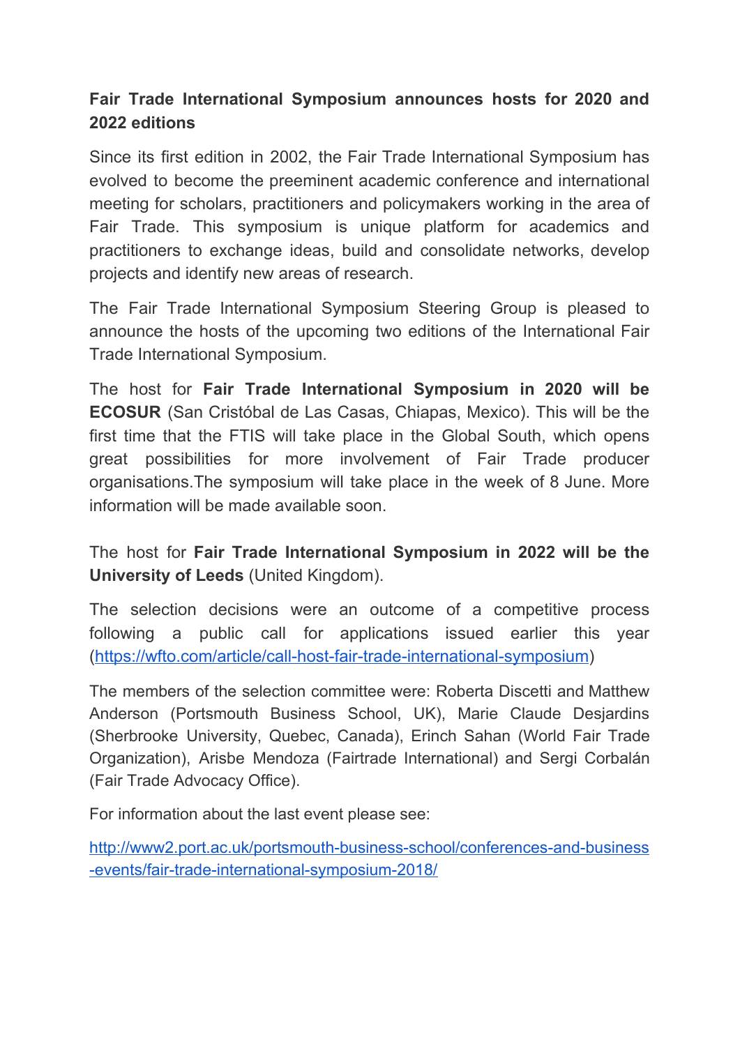**Fair Trade International Symposium announces hosts for 2020 and 2022 editions**

Since its first edition in 2002, the Fair Trade International Symposium has evolved to become the preeminent academic conference and international meeting for scholars, practitioners and policymakers working in the area of Fair Trade. This symposium is unique platform for academics and practitioners to exchange ideas, build and consolidate networks, develop projects and identify new areas of research.

The Fair Trade International Symposium Steering Group is pleased to announce the hosts of the upcoming two editions of the International Fair Trade International Symposium.

The host for **Fair Trade International Symposium in 2020 will be ECOSUR** (San Cristóbal de Las Casas, Chiapas, Mexico). This will be the first time that the FTIS will take place in the Global South, which opens great possibilities for more involvement of Fair Trade producer organisations.The symposium will take place in the week of 8 June. More information will be made available soon.

The host for **Fair Trade International Symposium in 2022 will be the University of Leeds** (United Kingdom).

The selection decisions were an outcome of a competitive process following a public call for applications issued earlier this year (https://wfto.com/article/call-host-fair-trade-international-symposium)

The members of the selection committee were: Roberta Discetti and Matthew Anderson (Portsmouth Business School, UK), Marie Claude Desjardins (Sherbrooke University, Quebec, Canada), Erinch Sahan (World Fair Trade Organization), Arisbe Mendoza (Fairtrade International) and Sergi Corbalán (Fair Trade Advocacy Office).

For information about the last event please see:

http://www2.port.ac.uk/portsmouth-business-school/conferences-and-business-events/fair-trade-international-symposium-2018/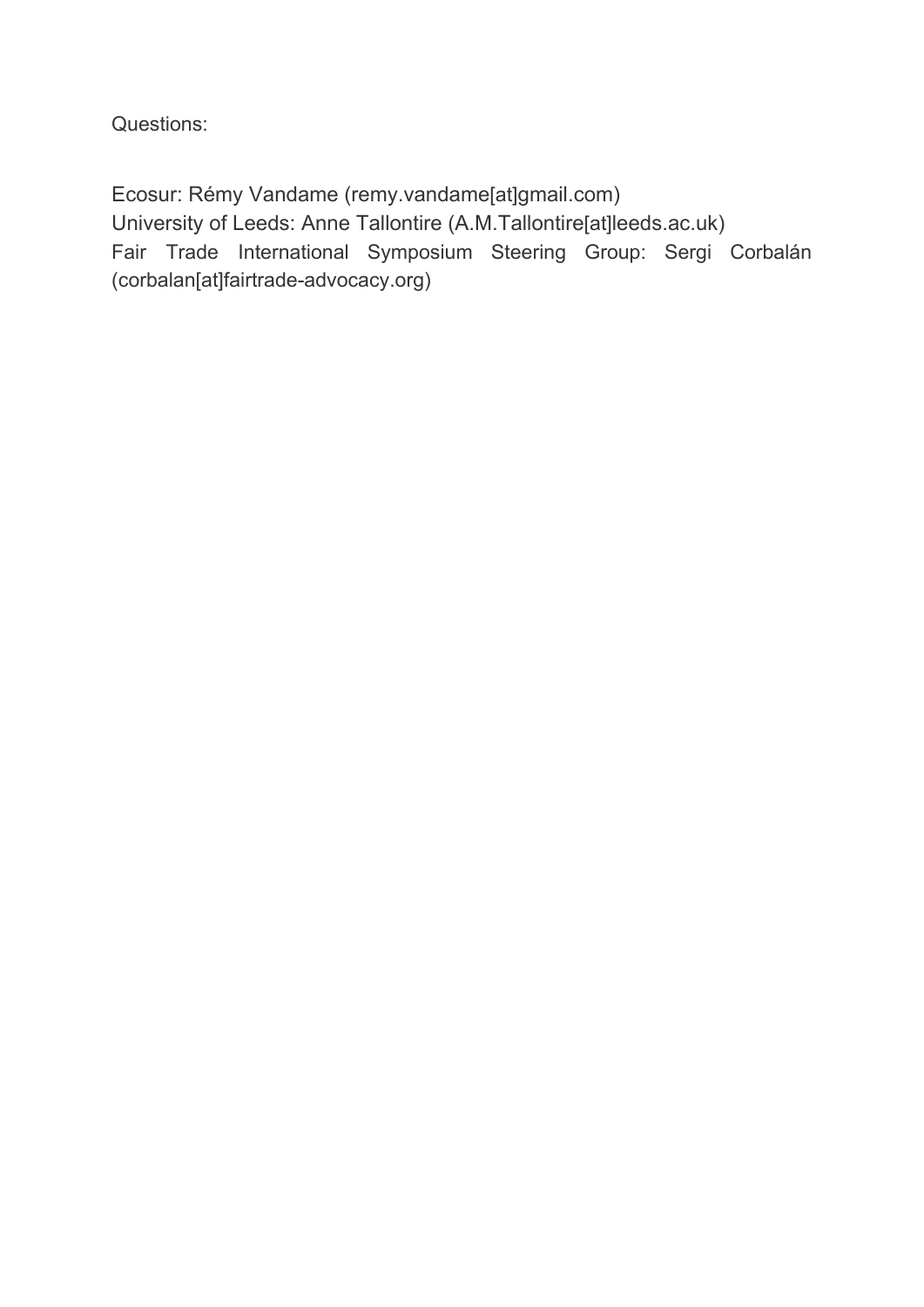Questions:

Ecosur: Rémy Vandame (remy.vandame[at]gmail.com)
University of Leeds: Anne Tallontire (A.M.Tallontire[at]leeds.ac.uk)
Fair Trade International Symposium Steering Group: Sergi Corbalán (corbalan[at]fairtrade-advocacy.org)